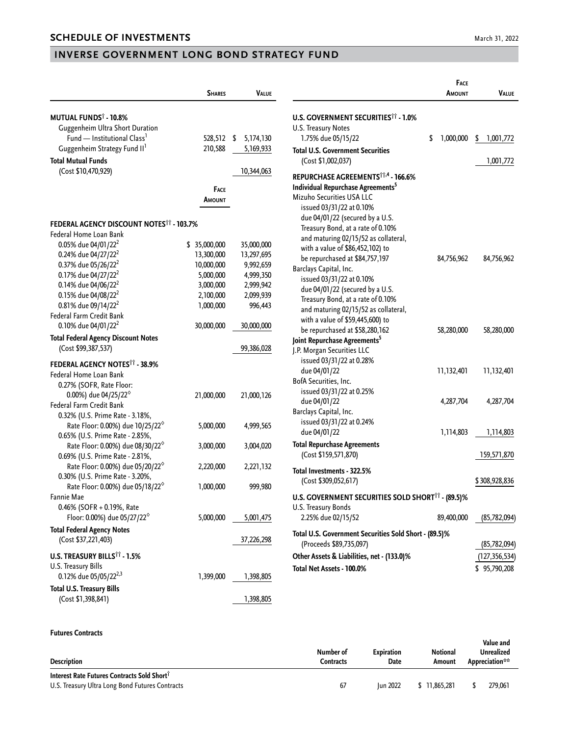## SCHEDULE OF INVESTMENTS

March 31, 2022

## INVERSE GOVERNMENT LONG BOND STRATEGY FUND

| | Shares | Value |
|---|---|---|
| **MUTUAL FUNDS† - 10.8%** | | |
| Guggenheim Ultra Short Duration Fund — Institutional Class[1] | 528,512 | $ 5,174,130 |
| Guggenheim Strategy Fund II[1] | 210,588 | 5,169,933 |
| **Total Mutual Funds** (Cost $10,470,929) | | 10,344,063 |

| | Face Amount | Value |
|---|---|---|
| **FEDERAL AGENCY DISCOUNT NOTES†† - 103.7%** | | |
| Federal Home Loan Bank | | |
| 0.05% due 04/01/22[2] | $ 35,000,000 | 35,000,000 |
| 0.24% due 04/27/22[2] | 13,300,000 | 13,297,695 |
| 0.37% due 05/26/22[2] | 10,000,000 | 9,992,659 |
| 0.17% due 04/27/22[2] | 5,000,000 | 4,999,350 |
| 0.14% due 04/06/22[2] | 3,000,000 | 2,999,942 |
| 0.15% due 04/08/22[2] | 2,100,000 | 2,099,939 |
| 0.81% due 09/14/22[2] | 1,000,000 | 996,443 |
| Federal Farm Credit Bank | | |
| 0.10% due 04/01/22[2] | 30,000,000 | 30,000,000 |
| **Total Federal Agency Discount Notes** (Cost $99,387,537) | | 99,386,028 |
| **FEDERAL AGENCY NOTES†† - 38.9%** | | |
| Federal Home Loan Bank | | |
| 0.27% (SOFR, Rate Floor: 0.00%) due 04/25/22◊ | 21,000,000 | 21,000,126 |
| Federal Farm Credit Bank | | |
| 0.32% (U.S. Prime Rate - 3.18%, Rate Floor: 0.00%) due 10/25/22◊ | 5,000,000 | 4,999,565 |
| 0.65% (U.S. Prime Rate - 2.85%, Rate Floor: 0.00%) due 08/30/22◊ | 3,000,000 | 3,004,020 |
| 0.69% (U.S. Prime Rate - 2.81%, Rate Floor: 0.00%) due 05/20/22◊ | 2,220,000 | 2,221,132 |
| 0.30% (U.S. Prime Rate - 3.20%, Rate Floor: 0.00%) due 05/18/22◊ | 1,000,000 | 999,980 |
| Fannie Mae | | |
| 0.46% (SOFR + 0.19%, Rate Floor: 0.00%) due 05/27/22◊ | 5,000,000 | 5,001,475 |
| **Total Federal Agency Notes** (Cost $37,221,403) | | 37,226,298 |
| **U.S. TREASURY BILLS†† - 1.5%** | | |
| U.S. Treasury Bills | | |
| 0.12% due 05/05/22[2,3] | 1,399,000 | 1,398,805 |
| **Total U.S. Treasury Bills** (Cost $1,398,841) | | 1,398,805 |
| **U.S. GOVERNMENT SECURITIES†† - 1.0%** | | |
| U.S. Treasury Notes | | |
| 1.75% due 05/15/22 | $ 1,000,000 | $ 1,001,772 |
| **Total U.S. Government Securities** (Cost $1,002,037) | | 1,001,772 |
| **REPURCHASE AGREEMENTS††,4 - 166.6%** | | |
| **Individual Repurchase Agreements[5]** | | |
| Mizuho Securities USA LLC issued 03/31/22 at 0.10% due 04/01/22 (secured by a U.S. Treasury Bond, at a rate of 0.10% and maturing 02/15/52 as collateral, with a value of $86,452,102) to be repurchased at $84,757,197 | 84,756,962 | 84,756,962 |
| Barclays Capital, Inc. issued 03/31/22 at 0.10% due 04/01/22 (secured by a U.S. Treasury Bond, at a rate of 0.10% and maturing 02/15/52 as collateral, with a value of $59,445,600) to be repurchased at $58,280,162 | 58,280,000 | 58,280,000 |
| **Joint Repurchase Agreements[5]** | | |
| J.P. Morgan Securities LLC issued 03/31/22 at 0.28% due 04/01/22 | 11,132,401 | 11,132,401 |
| BofA Securities, Inc. issued 03/31/22 at 0.25% due 04/01/22 | 4,287,704 | 4,287,704 |
| Barclays Capital, Inc. issued 03/31/22 at 0.24% due 04/01/22 | 1,114,803 | 1,114,803 |
| **Total Repurchase Agreements** (Cost $159,571,870) | | 159,571,870 |
| **Total Investments - 322.5%** (Cost $309,052,617) | | $ 308,928,836 |
| **U.S. GOVERNMENT SECURITIES SOLD SHORT†† - (89.5)%** | | |
| U.S. Treasury Bonds | | |
| 2.25% due 02/15/52 | 89,400,000 | (85,782,094) |
| **Total U.S. Government Securities Sold Short - (89.5)%** (Proceeds $89,735,097) | | (85,782,094) |
| **Other Assets & Liabilities, net - (133.0)%** | | (127,356,534) |
| **Total Net Assets - 100.0%** | | $ 95,790,208 |

**Futures Contracts**

| Description | Number of Contracts | Expiration Date | Notional Amount | Value and Unrealized Appreciation** |
|---|---|---|---|---|
| **Interest Rate Futures Contracts Sold Short†** | | | | |
| U.S. Treasury Ultra Long Bond Futures Contracts | 67 | Jun 2022 | $ 11,865,281 | $ 279,061 |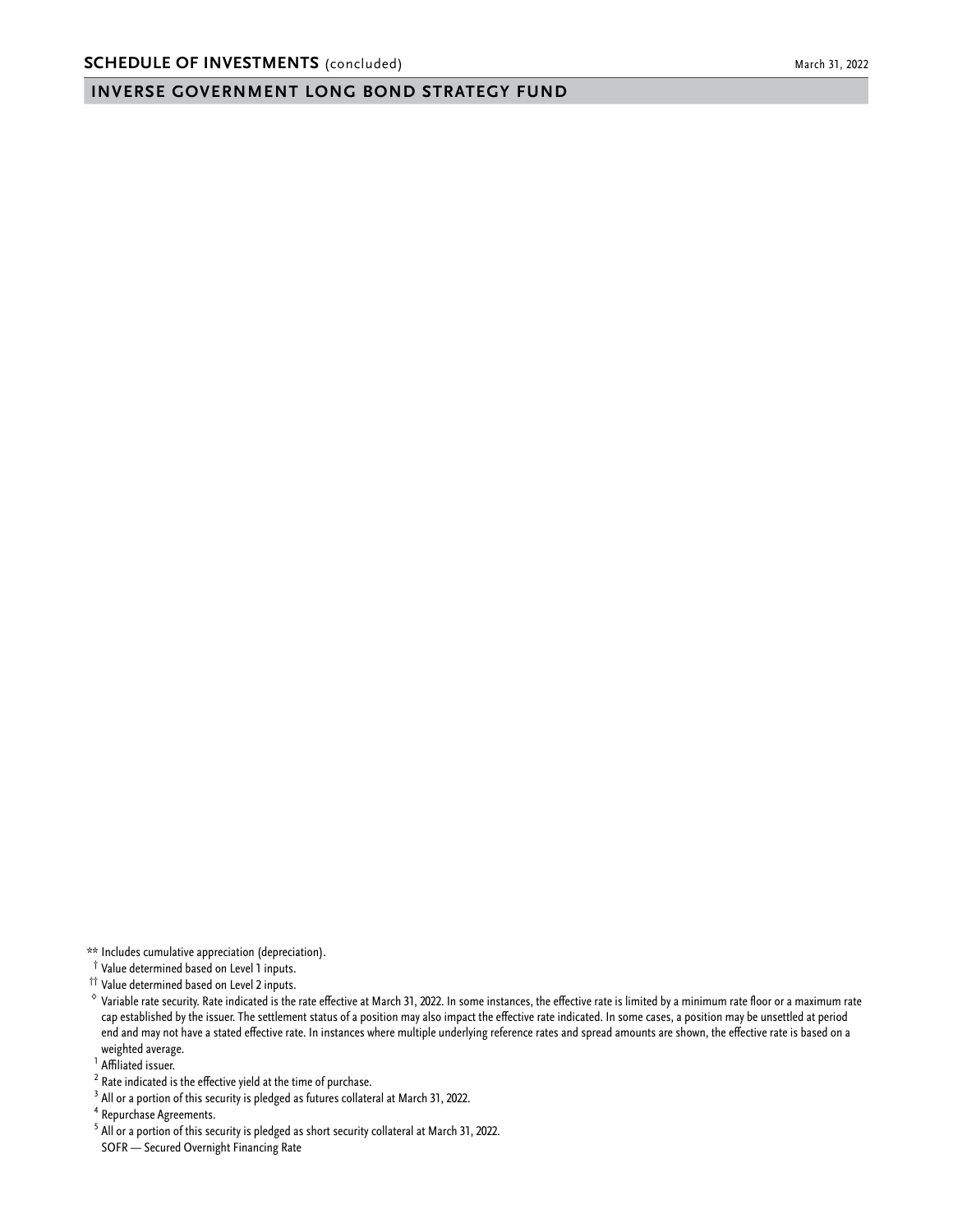## SCHEDULE OF INVESTMENTS (concluded)

## INVERSE GOVERNMENT LONG BOND STRATEGY FUND

** Includes cumulative appreciation (depreciation).

† Value determined based on Level 1 inputs.

†† Value determined based on Level 2 inputs.

◊ Variable rate security. Rate indicated is the rate effective at March 31, 2022. In some instances, the effective rate is limited by a minimum rate floor or a maximum rate cap established by the issuer. The settlement status of a position may also impact the effective rate indicated. In some cases, a position may be unsettled at period end and may not have a stated effective rate. In instances where multiple underlying reference rates and spread amounts are shown, the effective rate is based on a weighted average.

[1] Affiliated issuer.

[2] Rate indicated is the effective yield at the time of purchase.

[3] All or a portion of this security is pledged as futures collateral at March 31, 2022.

[4] Repurchase Agreements.

[5] All or a portion of this security is pledged as short security collateral at March 31, 2022.

SOFR — Secured Overnight Financing Rate